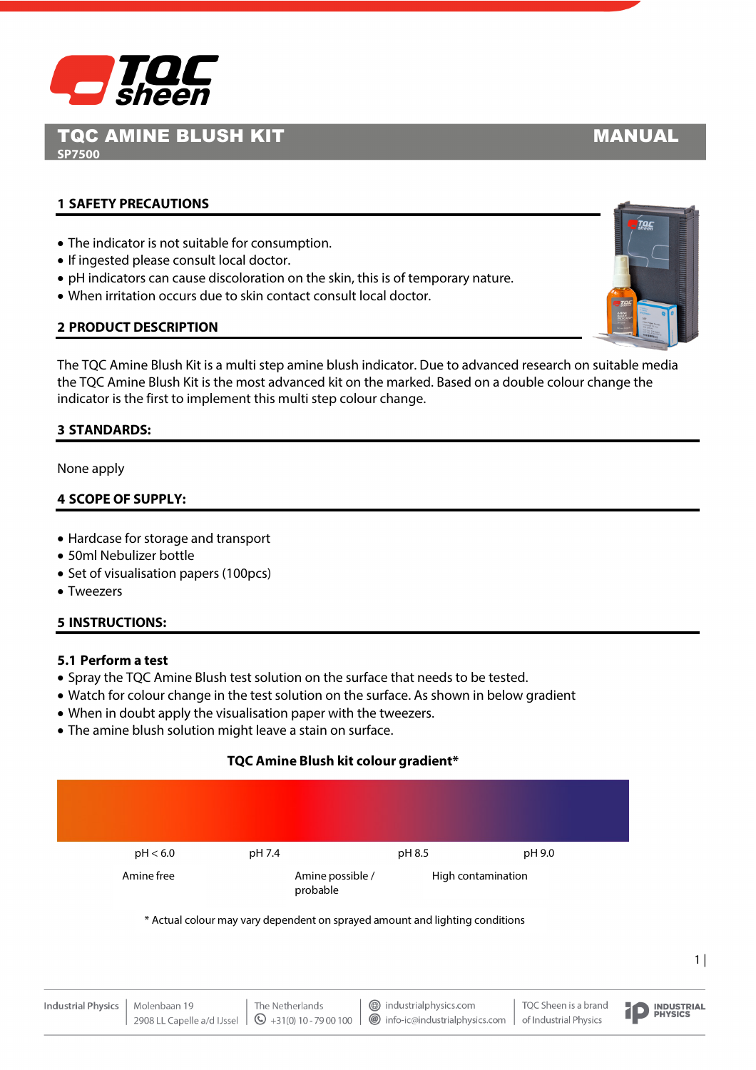# TQC AMINE BLUSH KIT

**SP7500**

**MANUAL**

## 1 SAFETY PRECAUTIONS

- The indicator is not suitable for consumption.
- If ingested please consult local doctor.
- pH indicators can cause discoloration on the skin, this is of temporary nature.
- When irritation occurs due to skin contact consult local doctor.

## 2 PRODUCT DESCRIPTION

The TQC Amine Blush Kit is a multi step amine blush indicator. Due to advanced research on suitable media the TQC Amine Blush Kit is the most advanced kit on the marked. Based on a double colour change the indicator is the first to implement this multi step colour change.

## 3 STANDARDS:

None apply

## 4 SCOPE OF SUPPLY:

- Hardcase for storage and transport
- 50ml Nebulizer bottle
- Set of visualisation papers (100pcs)
- Tweezers

## 5 INSTRUCTIONS:

### 5.1 Perform a test

- Spray the TQC Amine Blush test solution on the surface that needs to be tested.
- Watch for colour change in the test solution on the surface. As shown in below gradient
- When in doubt apply the visualisation paper with the tweezers.
- The amine blush solution might leave a stain on surface.

**TQC Amine Blush kit colour gradient***

| pH < 6.0 | pH 7.4 | pH 8.5 | pH 9.0 |
|---|---|---|---|
| Amine free | Amine possible / probable | High contamination | |

\* Actual colour may vary dependent on sprayed amount and lighting conditions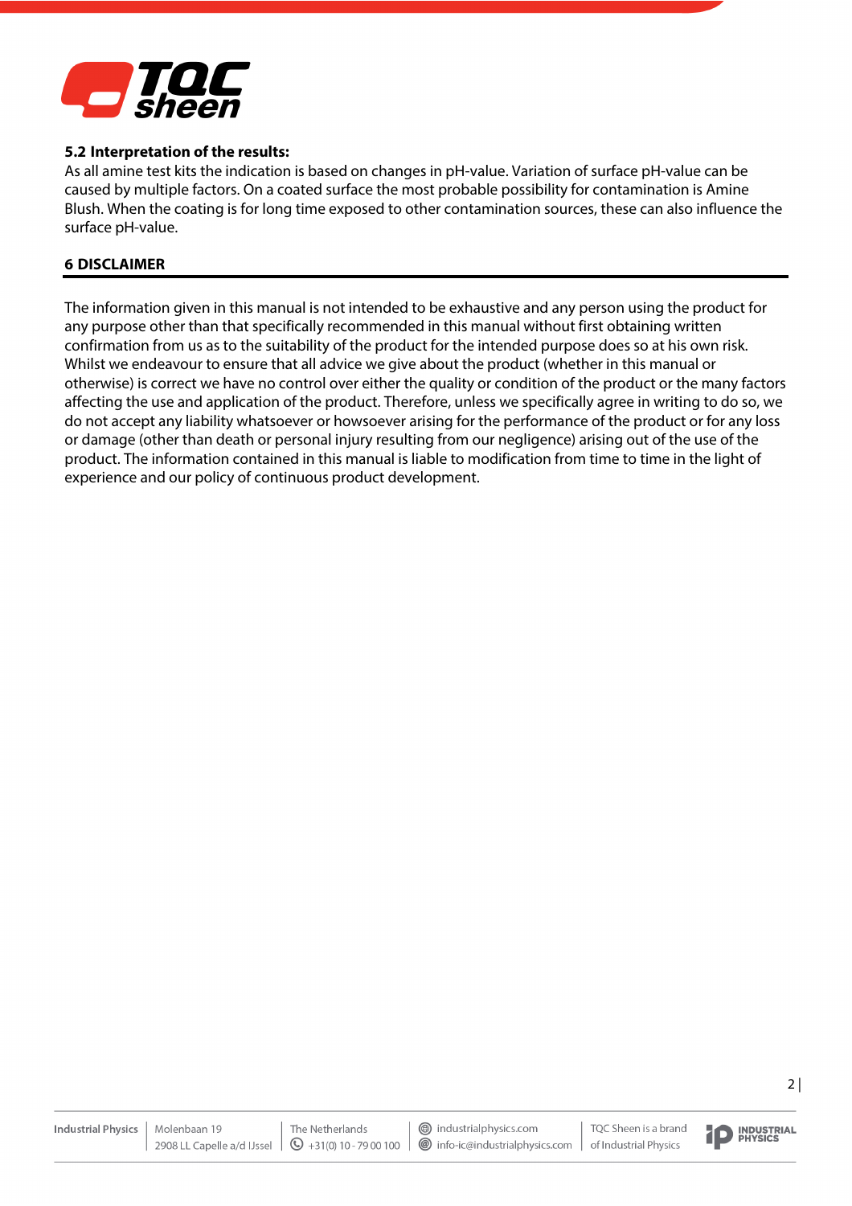### 5.2 Interpretation of the results:

As all amine test kits the indication is based on changes in pH-value. Variation of surface pH-value can be caused by multiple factors. On a coated surface the most probable possibility for contamination is Amine Blush. When the coating is for long time exposed to other contamination sources, these can also influence the surface pH-value.

## 6 DISCLAIMER

The information given in this manual is not intended to be exhaustive and any person using the product for any purpose other than that specifically recommended in this manual without first obtaining written confirmation from us as to the suitability of the product for the intended purpose does so at his own risk. Whilst we endeavour to ensure that all advice we give about the product (whether in this manual or otherwise) is correct we have no control over either the quality or condition of the product or the many factors affecting the use and application of the product. Therefore, unless we specifically agree in writing to do so, we do not accept any liability whatsoever or howsoever arising for the performance of the product or for any loss or damage (other than death or personal injury resulting from our negligence) arising out of the use of the product. The information contained in this manual is liable to modification from time to time in the light of experience and our policy of continuous product development.